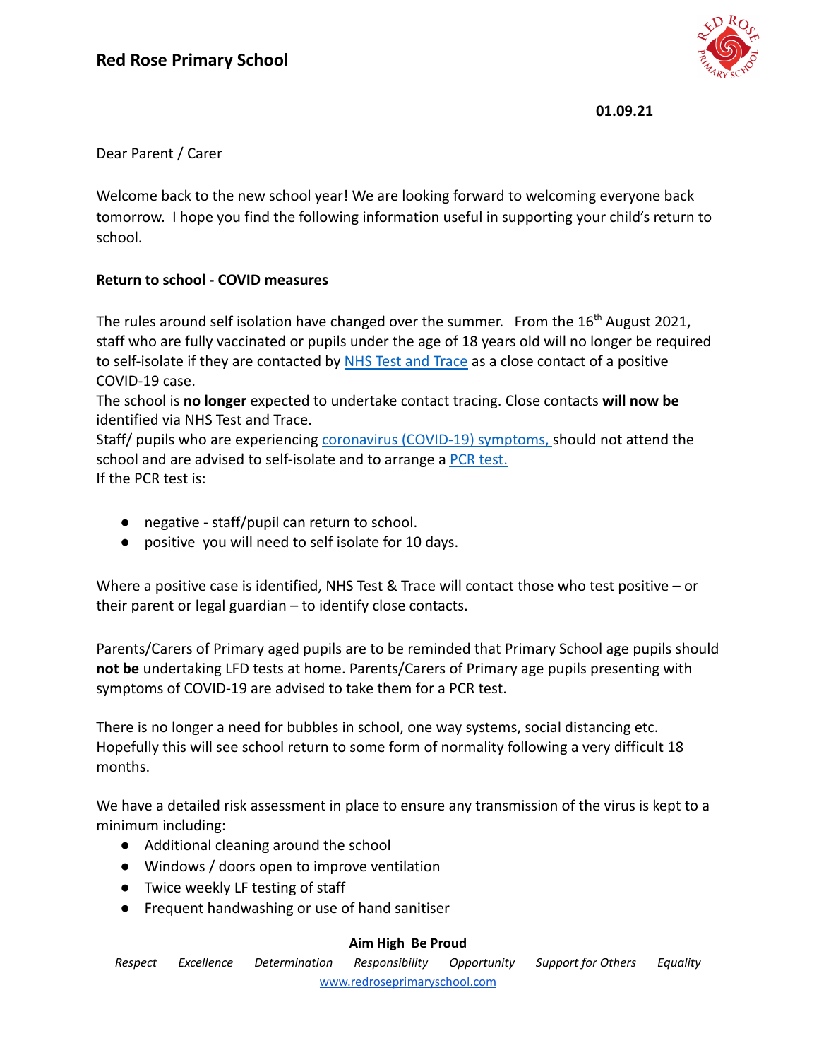# Red Rose Primary School

**01.09.21**

Dear Parent / Carer

Welcome back to the new school year! We are looking forward to welcoming everyone back tomorrow. I hope you find the following information useful in supporting your child's return to school.

**Return to school - COVID measures**

The rules around self isolation have changed over the summer. From the 16th August 2021, staff who are fully vaccinated or pupils under the age of 18 years old will no longer be required to self-isolate if they are contacted by NHS Test and Trace as a close contact of a positive COVID-19 case.
The school is **no longer** expected to undertake contact tracing. Close contacts **will now be** identified via NHS Test and Trace.
Staff/ pupils who are experiencing coronavirus (COVID-19) symptoms, should not attend the school and are advised to self-isolate and to arrange a PCR test.
If the PCR test is:

- negative - staff/pupil can return to school.
- positive you will need to self isolate for 10 days.

Where a positive case is identified, NHS Test & Trace will contact those who test positive – or their parent or legal guardian – to identify close contacts.

Parents/Carers of Primary aged pupils are to be reminded that Primary School age pupils should **not be** undertaking LFD tests at home. Parents/Carers of Primary age pupils presenting with symptoms of COVID-19 are advised to take them for a PCR test.

There is no longer a need for bubbles in school, one way systems, social distancing etc. Hopefully this will see school return to some form of normality following a very difficult 18 months.

We have a detailed risk assessment in place to ensure any transmission of the virus is kept to a minimum including:

- Additional cleaning around the school
- Windows / doors open to improve ventilation
- Twice weekly LF testing of staff
- Frequent handwashing or use of hand sanitiser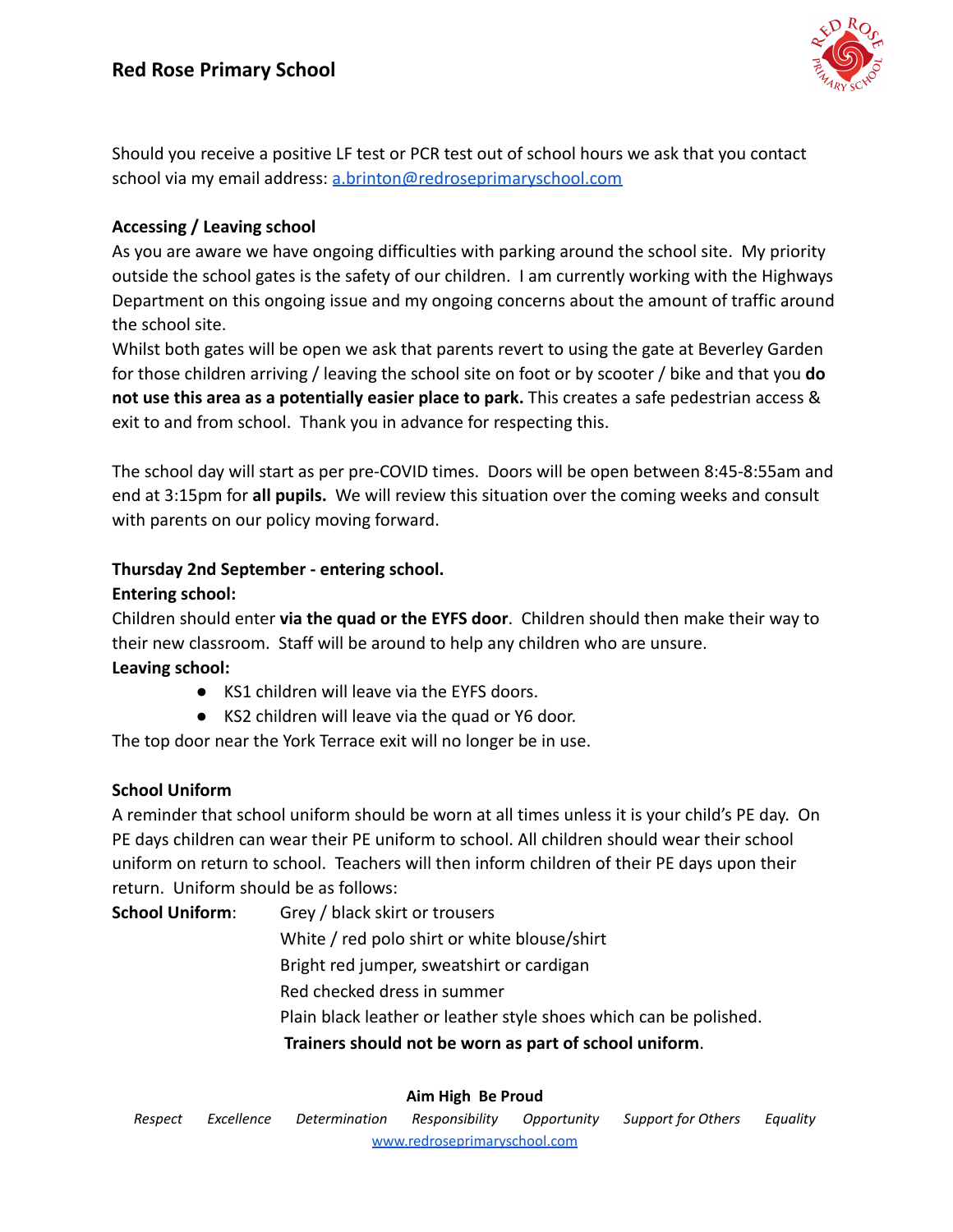Should you receive a positive LF test or PCR test out of school hours we ask that you contact school via my email address: [a.brinton@redroseprimaryschool.com](mailto:a.brinton@redroseprimaryschool.com)

**Accessing / Leaving school**

As you are aware we have ongoing difficulties with parking around the school site. My priority outside the school gates is the safety of our children. I am currently working with the Highways Department on this ongoing issue and my ongoing concerns about the amount of traffic around the school site.

Whilst both gates will be open we ask that parents revert to using the gate at Beverley Garden for those children arriving / leaving the school site on foot or by scooter / bike and that you **do not use this area as a potentially easier place to park.** This creates a safe pedestrian access & exit to and from school. Thank you in advance for respecting this.

The school day will start as per pre-COVID times. Doors will be open between 8:45-8:55am and end at 3:15pm for **all pupils.** We will review this situation over the coming weeks and consult with parents on our policy moving forward.

**Thursday 2nd September - entering school.**

**Entering school:**

Children should enter **via the quad or the EYFS door**. Children should then make their way to their new classroom. Staff will be around to help any children who are unsure.

**Leaving school:**

- KS1 children will leave via the EYFS doors.
- KS2 children will leave via the quad or Y6 door.

The top door near the York Terrace exit will no longer be in use.

**School Uniform**

A reminder that school uniform should be worn at all times unless it is your child's PE day. On PE days children can wear their PE uniform to school. All children should wear their school uniform on return to school. Teachers will then inform children of their PE days upon their return. Uniform should be as follows:

**School Uniform**:
Grey / black skirt or trousers
White / red polo shirt or white blouse/shirt
Bright red jumper, sweatshirt or cardigan
Red checked dress in summer
Plain black leather or leather style shoes which can be polished.
**Trainers should not be worn as part of school uniform**.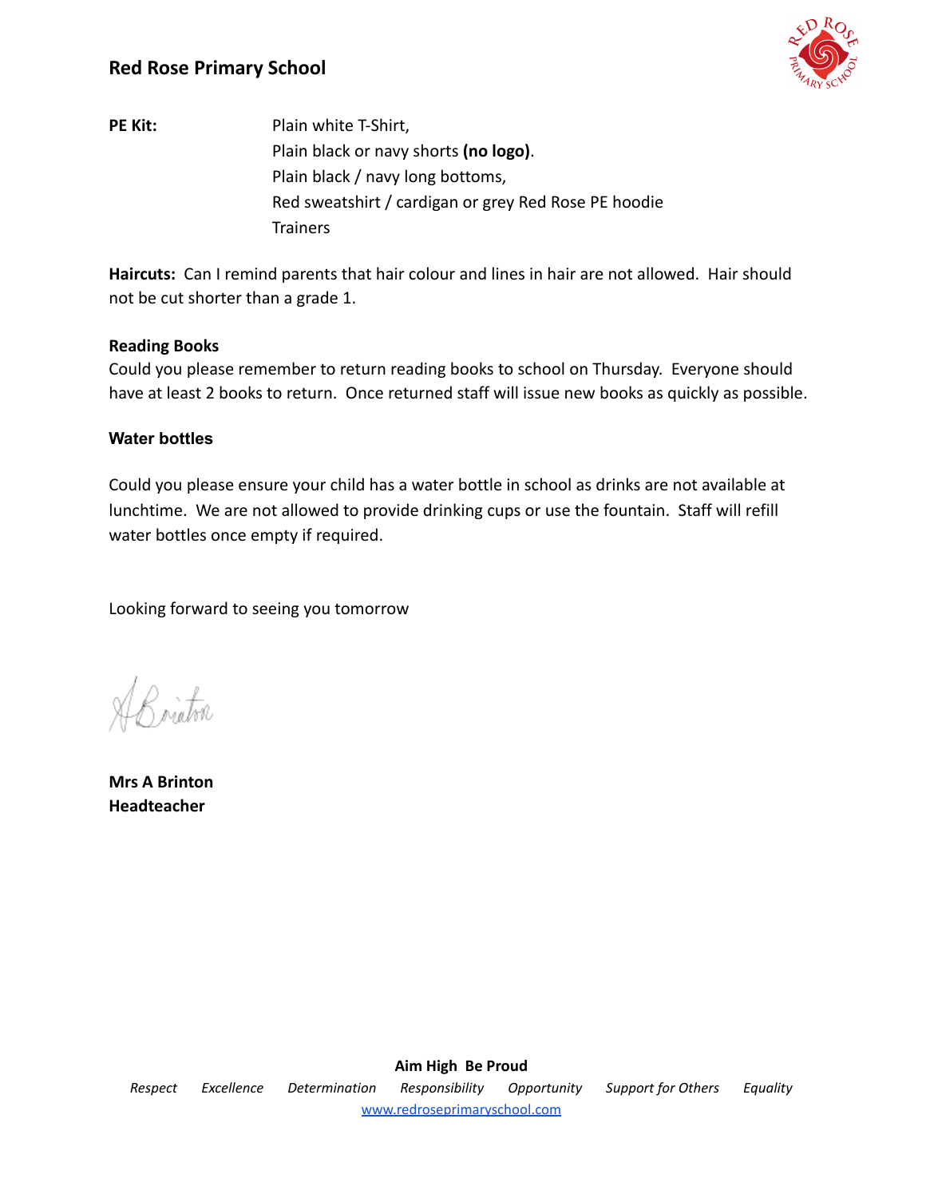**PE Kit:**

Plain white T-Shirt,
Plain black or navy shorts **(no logo)**.
Plain black / navy long bottoms,
Red sweatshirt / cardigan or grey Red Rose PE hoodie
Trainers

**Haircuts:** Can I remind parents that hair colour and lines in hair are not allowed. Hair should not be cut shorter than a grade 1.

**Reading Books**

Could you please remember to return reading books to school on Thursday. Everyone should have at least 2 books to return. Once returned staff will issue new books as quickly as possible.

**Water bottles**

Could you please ensure your child has a water bottle in school as drinks are not available at lunchtime. We are not allowed to provide drinking cups or use the fountain. Staff will refill water bottles once empty if required.

Looking forward to seeing you tomorrow

**Mrs A Brinton**
**Headteacher**

**Aim High Be Proud**

*Respect Excellence Determination Responsibility Opportunity Support for Others Equality*

www.redroseprimaryschool.com